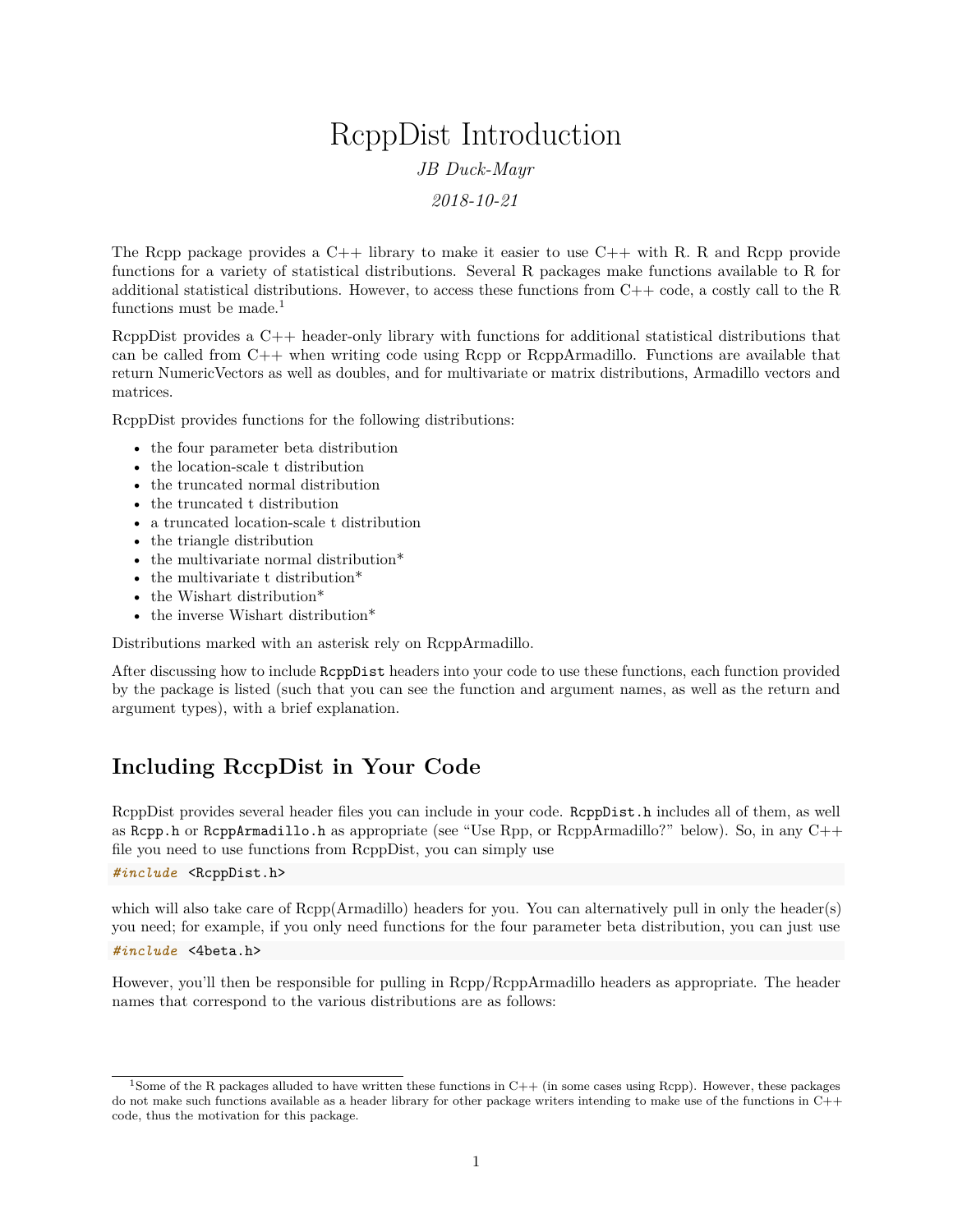# RcppDist Introduction

*JB Duck-Mayr*

*2018-10-21*

The Rcpp package provides a C++ library to make it easier to use C++ with R. R and Rcpp provide functions for a variety of statistical distributions. Several R packages make functions available to R for additional statistical distributions. However, to access these functions from C++ code, a costly call to the R functions must be made.[1]

RcppDist provides a C++ header-only library with functions for additional statistical distributions that can be called from C++ when writing code using Rcpp or RcppArmadillo. Functions are available that return NumericVectors as well as doubles, and for multivariate or matrix distributions, Armadillo vectors and matrices.

RcppDist provides functions for the following distributions:

- the four parameter beta distribution
- the location-scale t distribution
- the truncated normal distribution
- the truncated t distribution
- a truncated location-scale t distribution
- the triangle distribution
- the multivariate normal distribution*
- the multivariate t distribution*
- the Wishart distribution*
- the inverse Wishart distribution*

Distributions marked with an asterisk rely on RcppArmadillo.

After discussing how to include `RcppDist` headers into your code to use these functions, each function provided by the package is listed (such that you can see the function and argument names, as well as the return and argument types), with a brief explanation.

## Including RccpDist in Your Code

RcppDist provides several header files you can include in your code. `RcppDist.h` includes all of them, as well as `Rcpp.h` or `RcppArmadillo.h` as appropriate (see "Use Rpp, or RcppArmadillo?" below). So, in any C++ file you need to use functions from RcppDist, you can simply use

```
#include <RcppDist.h>
```

which will also take care of Rcpp(Armadillo) headers for you. You can alternatively pull in only the header(s) you need; for example, if you only need functions for the four parameter beta distribution, you can just use

```
#include <4beta.h>
```

However, you'll then be responsible for pulling in Rcpp/RcppArmadillo headers as appropriate. The header names that correspond to the various distributions are as follows:

[1] Some of the R packages alluded to have written these functions in C++ (in some cases using Rcpp). However, these packages do not make such functions available as a header library for other package writers intending to make use of the functions in C++ code, thus the motivation for this package.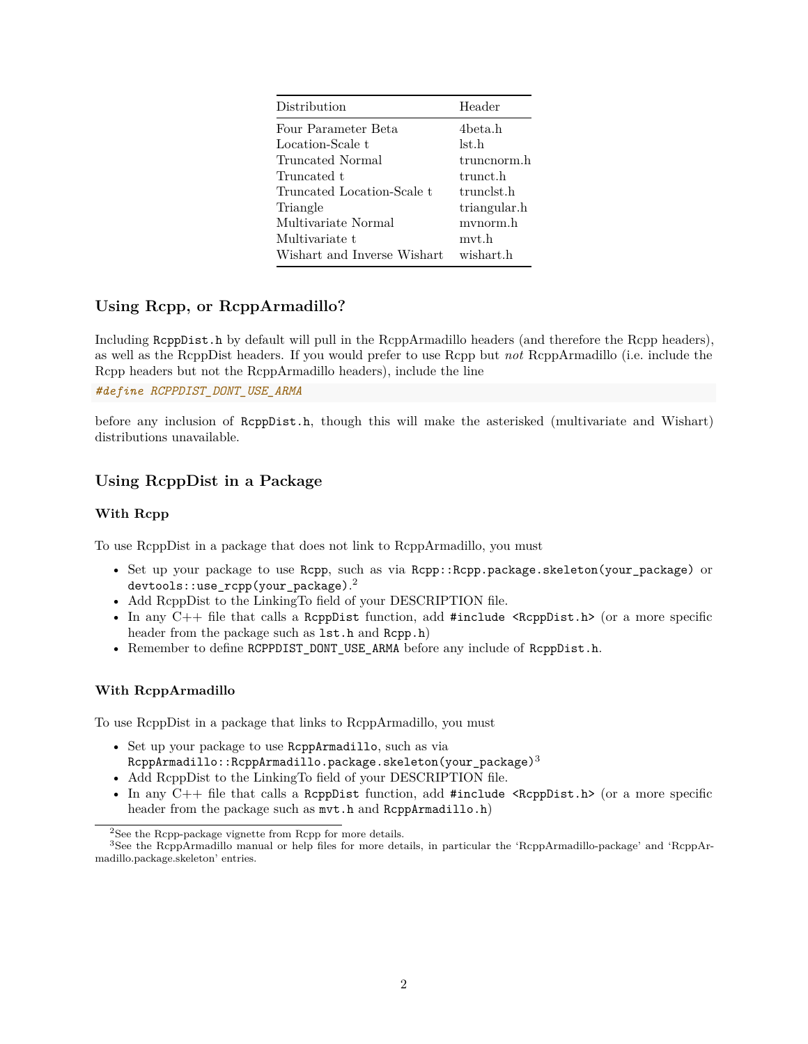| Distribution | Header |
| --- | --- |
| Four Parameter Beta | 4beta.h |
| Location-Scale t | lst.h |
| Truncated Normal | truncnorm.h |
| Truncated t | trunct.h |
| Truncated Location-Scale t | trunclst.h |
| Triangle | triangular.h |
| Multivariate Normal | mvnorm.h |
| Multivariate t | mvt.h |
| Wishart and Inverse Wishart | wishart.h |

## Using Rcpp, or RcppArmadillo?

Including `RcppDist.h` by default will pull in the RcppArmadillo headers (and therefore the Rcpp headers), as well as the RcppDist headers. If you would prefer to use Rcpp but *not* RcppArmadillo (i.e. include the Rcpp headers but not the RcppArmadillo headers), include the line

```
#define RCPPDIST_DONT_USE_ARMA
```

before any inclusion of `RcppDist.h`, though this will make the asterisked (multivariate and Wishart) distributions unavailable.

## Using RcppDist in a Package

### With Rcpp

To use RcppDist in a package that does not link to RcppArmadillo, you must

- Set up your package to use Rcpp, such as via `Rcpp::Rcpp.package.skeleton(your_package)` or `devtools::use_rcpp(your_package)`.[2]
- Add RcppDist to the LinkingTo field of your DESCRIPTION file.
- In any C++ file that calls a `RcppDist` function, add `#include <RcppDist.h>` (or a more specific header from the package such as `lst.h` and `Rcpp.h`)
- Remember to define `RCPPDIST_DONT_USE_ARMA` before any include of `RcppDist.h`.

### With RcppArmadillo

To use RcppDist in a package that links to RcppArmadillo, you must

- Set up your package to use `RcppArmadillo`, such as via `RcppArmadillo::RcppArmadillo.package.skeleton(your_package)`[3]
- Add RcppDist to the LinkingTo field of your DESCRIPTION file.
- In any C++ file that calls a `RcppDist` function, add `#include <RcppDist.h>` (or a more specific header from the package such as `mvt.h` and `RcppArmadillo.h`)

[2] See the Rcpp-package vignette from Rcpp for more details.

[3] See the RcppArmadillo manual or help files for more details, in particular the 'RcppArmadillo-package' and 'RcppArmadillo.package.skeleton' entries.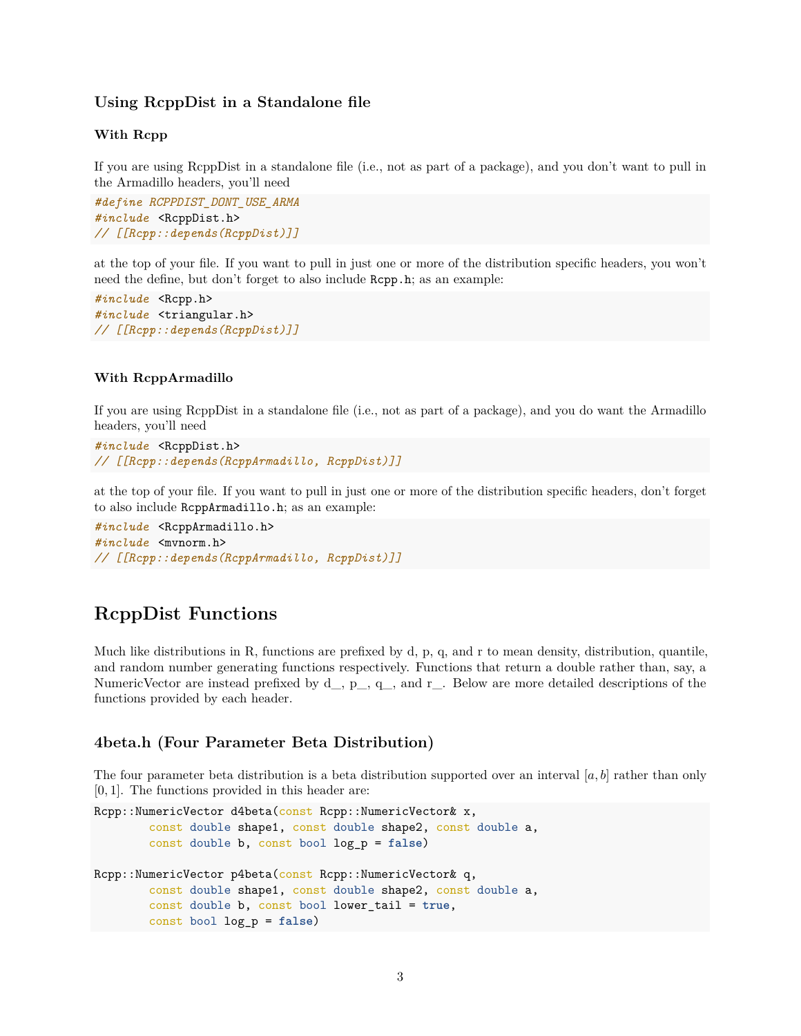### Using RcppDist in a Standalone file

#### With Rcpp

If you are using RcppDist in a standalone file (i.e., not as part of a package), and you don't want to pull in the Armadillo headers, you'll need

```
#define RCPPDIST_DONT_USE_ARMA
#include <RcppDist.h>
// [[Rcpp::depends(RcppDist)]]
```

at the top of your file. If you want to pull in just one or more of the distribution specific headers, you won't need the define, but don't forget to also include `Rcpp.h`; as an example:

```
#include <Rcpp.h>
#include <triangular.h>
// [[Rcpp::depends(RcppDist)]]
```

#### With RcppArmadillo

If you are using RcppDist in a standalone file (i.e., not as part of a package), and you do want the Armadillo headers, you'll need

```
#include <RcppDist.h>
// [[Rcpp::depends(RcppArmadillo, RcppDist)]]
```

at the top of your file. If you want to pull in just one or more of the distribution specific headers, don't forget to also include `RcppArmadillo.h`; as an example:

```
#include <RcppArmadillo.h>
#include <mvnorm.h>
// [[Rcpp::depends(RcppArmadillo, RcppDist)]]
```

## RcppDist Functions

Much like distributions in R, functions are prefixed by d, p, q, and r to mean density, distribution, quantile, and random number generating functions respectively. Functions that return a double rather than, say, a NumericVector are instead prefixed by d__, p__, q__, and r__. Below are more detailed descriptions of the functions provided by each header.

### 4beta.h (Four Parameter Beta Distribution)

The four parameter beta distribution is a beta distribution supported over an interval $[a, b]$ rather than only $[0, 1]$. The functions provided in this header are:

```
Rcpp::NumericVector d4beta(const Rcpp::NumericVector& x,
        const double shape1, const double shape2, const double a,
        const double b, const bool log_p = false)

Rcpp::NumericVector p4beta(const Rcpp::NumericVector& q,
        const double shape1, const double shape2, const double a,
        const double b, const bool lower_tail = true,
        const bool log_p = false)
```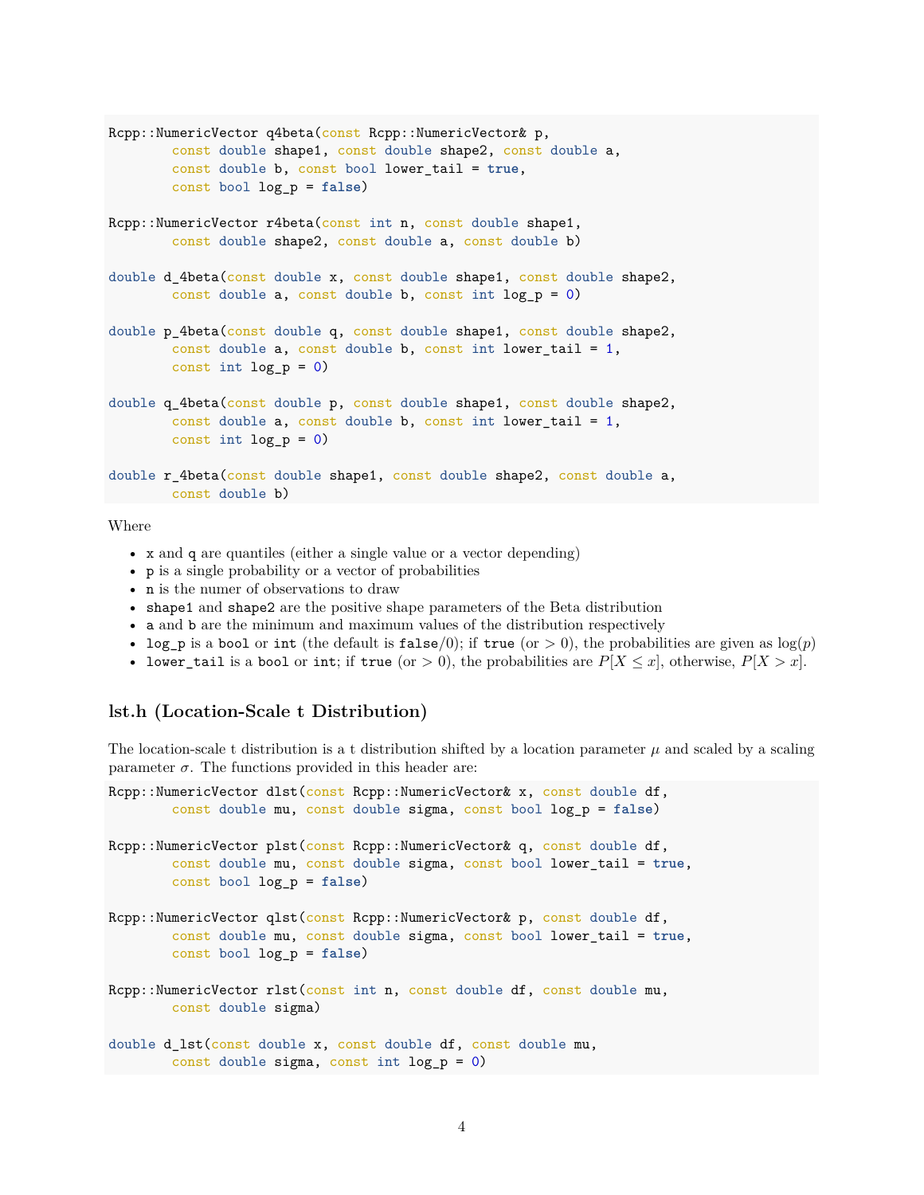```
Rcpp::NumericVector q4beta(const Rcpp::NumericVector& p,
        const double shape1, const double shape2, const double a,
        const double b, const bool lower_tail = true,
        const bool log_p = false)

Rcpp::NumericVector r4beta(const int n, const double shape1,
        const double shape2, const double a, const double b)

double d_4beta(const double x, const double shape1, const double shape2,
        const double a, const double b, const int log_p = 0)

double p_4beta(const double q, const double shape1, const double shape2,
        const double a, const double b, const int lower_tail = 1,
        const int log_p = 0)

double q_4beta(const double p, const double shape1, const double shape2,
        const double a, const double b, const int lower_tail = 1,
        const int log_p = 0)

double r_4beta(const double shape1, const double shape2, const double a,
        const double b)
```

Where

- `x` and `q` are quantiles (either a single value or a vector depending)
- `p` is a single probability or a vector of probabilities
- `n` is the numer of observations to draw
- `shape1` and `shape2` are the positive shape parameters of the Beta distribution
- `a` and `b` are the minimum and maximum values of the distribution respectively
- `log_p` is a `bool` or `int` (the default is `false`/0); if `true` (or $> 0$), the probabilities are given as $\log(p)$
- `lower_tail` is a `bool` or `int`; if `true` (or $> 0$), the probabilities are $P[X \leq x]$, otherwise, $P[X > x]$.

### lst.h (Location-Scale t Distribution)

The location-scale t distribution is a t distribution shifted by a location parameter $\mu$ and scaled by a scaling parameter $\sigma$. The functions provided in this header are:

```
Rcpp::NumericVector dlst(const Rcpp::NumericVector& x, const double df,
        const double mu, const double sigma, const bool log_p = false)

Rcpp::NumericVector plst(const Rcpp::NumericVector& q, const double df,
        const double mu, const double sigma, const bool lower_tail = true,
        const bool log_p = false)

Rcpp::NumericVector qlst(const Rcpp::NumericVector& p, const double df,
        const double mu, const double sigma, const bool lower_tail = true,
        const bool log_p = false)

Rcpp::NumericVector rlst(const int n, const double df, const double mu,
        const double sigma)

double d_lst(const double x, const double df, const double mu,
        const double sigma, const int log_p = 0)
```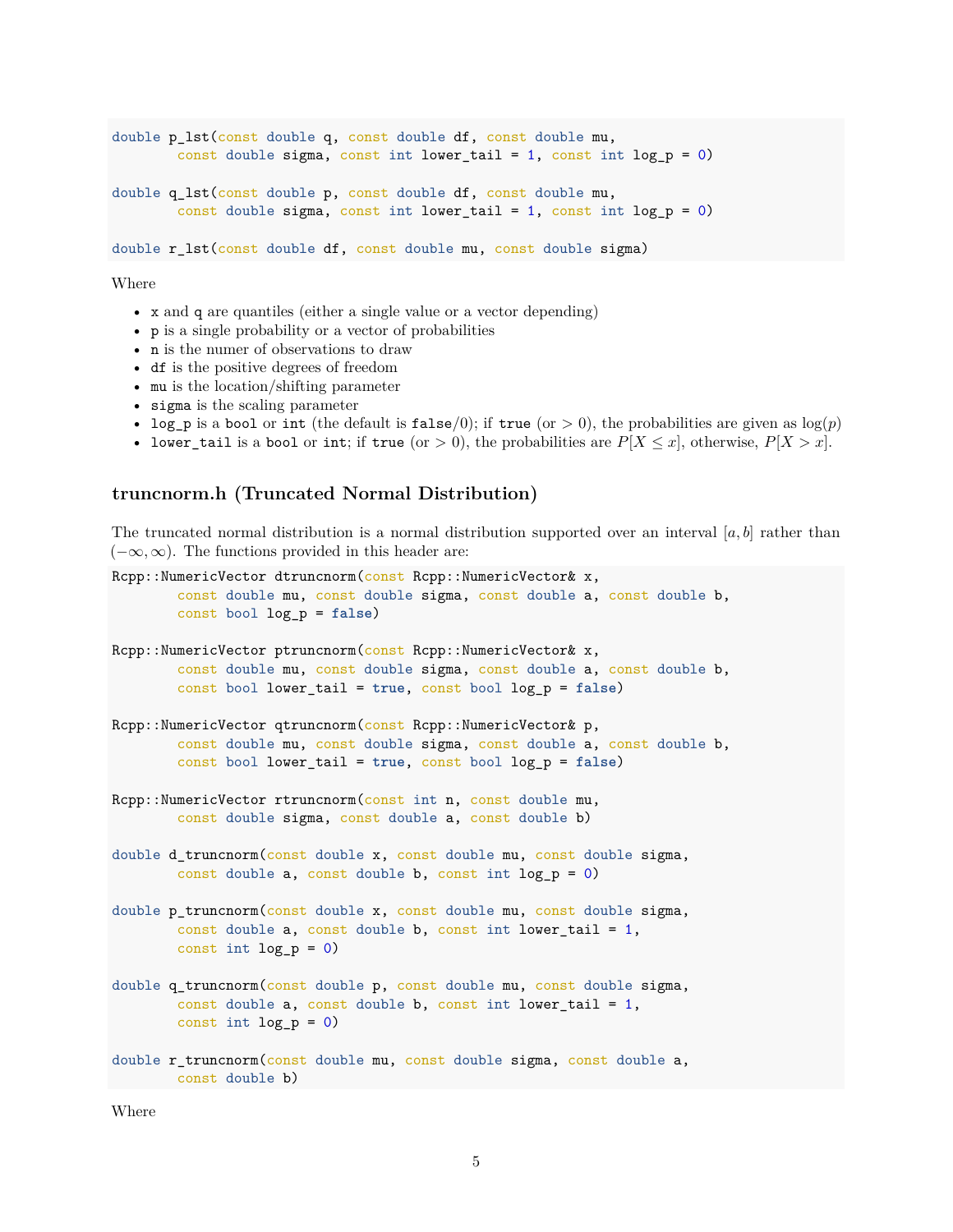```
double p_lst(const double q, const double df, const double mu,
        const double sigma, const int lower_tail = 1, const int log_p = 0)

double q_lst(const double p, const double df, const double mu,
        const double sigma, const int lower_tail = 1, const int log_p = 0)

double r_lst(const double df, const double mu, const double sigma)
```

Where

- `x` and `q` are quantiles (either a single value or a vector depending)
- `p` is a single probability or a vector of probabilities
- `n` is the numer of observations to draw
- `df` is the positive degrees of freedom
- `mu` is the location/shifting parameter
- `sigma` is the scaling parameter
- `log_p` is a `bool` or `int` (the default is `false`/0); if `true` (or $> 0$), the probabilities are given as $\log(p)$
- `lower_tail` is a `bool` or `int`; if `true` (or $> 0$), the probabilities are $P[X \leq x]$, otherwise, $P[X > x]$.

## truncnorm.h (Truncated Normal Distribution)

The truncated normal distribution is a normal distribution supported over an interval $[a, b]$ rather than $(-\infty, \infty)$. The functions provided in this header are:

```
Rcpp::NumericVector dtruncnorm(const Rcpp::NumericVector& x,
        const double mu, const double sigma, const double a, const double b,
        const bool log_p = false)

Rcpp::NumericVector ptruncnorm(const Rcpp::NumericVector& x,
        const double mu, const double sigma, const double a, const double b,
        const bool lower_tail = true, const bool log_p = false)

Rcpp::NumericVector qtruncnorm(const Rcpp::NumericVector& p,
        const double mu, const double sigma, const double a, const double b,
        const bool lower_tail = true, const bool log_p = false)

Rcpp::NumericVector rtruncnorm(const int n, const double mu,
        const double sigma, const double a, const double b)

double d_truncnorm(const double x, const double mu, const double sigma,
        const double a, const double b, const int log_p = 0)

double p_truncnorm(const double x, const double mu, const double sigma,
        const double a, const double b, const int lower_tail = 1,
        const int log_p = 0)

double q_truncnorm(const double p, const double mu, const double sigma,
        const double a, const double b, const int lower_tail = 1,
        const int log_p = 0)

double r_truncnorm(const double mu, const double sigma, const double a,
        const double b)
```

Where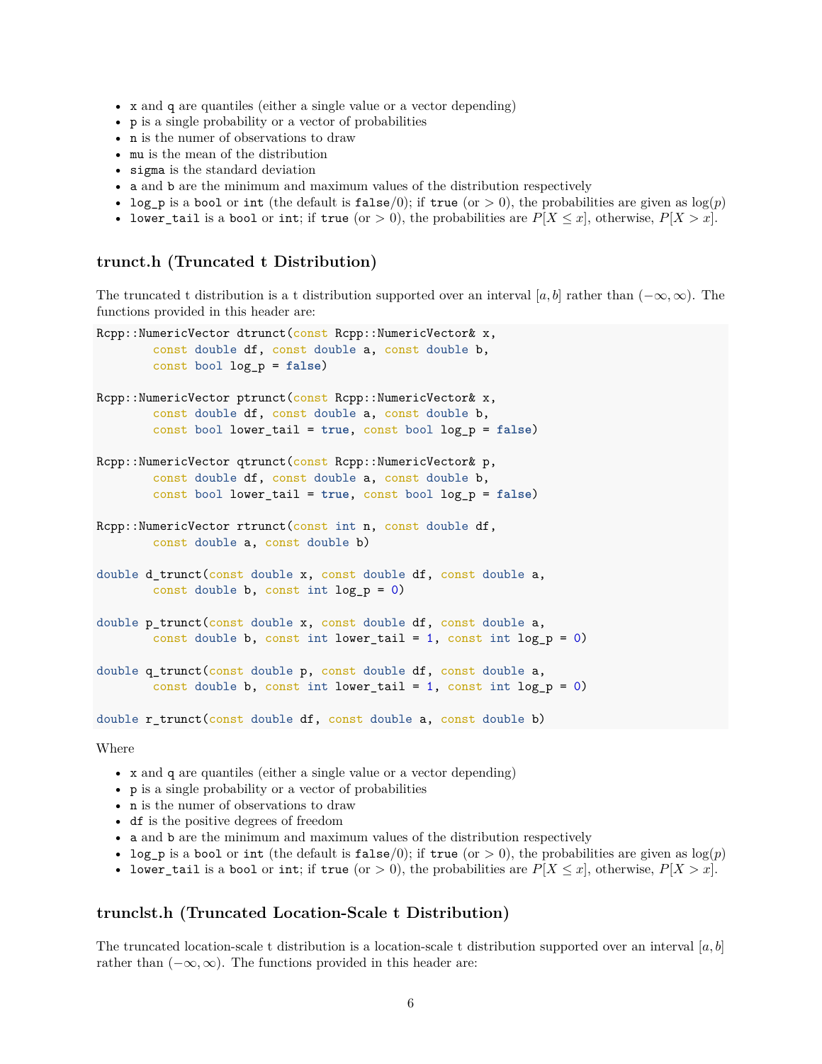- `x` and `q` are quantiles (either a single value or a vector depending)
- `p` is a single probability or a vector of probabilities
- `n` is the numer of observations to draw
- `mu` is the mean of the distribution
- `sigma` is the standard deviation
- `a` and `b` are the minimum and maximum values of the distribution respectively
- `log_p` is a `bool` or `int` (the default is `false`/0); if `true` (or $> 0$), the probabilities are given as $\log(p)$
- `lower_tail` is a `bool` or `int`; if `true` (or $> 0$), the probabilities are $P[X \leq x]$, otherwise, $P[X > x]$.

### trunct.h (Truncated t Distribution)

The truncated t distribution is a t distribution supported over an interval $[a, b]$ rather than $(-\infty, \infty)$. The functions provided in this header are:

```
Rcpp::NumericVector dtrunct(const Rcpp::NumericVector& x,
        const double df, const double a, const double b,
        const bool log_p = false)

Rcpp::NumericVector ptrunct(const Rcpp::NumericVector& x,
        const double df, const double a, const double b,
        const bool lower_tail = true, const bool log_p = false)

Rcpp::NumericVector qtrunct(const Rcpp::NumericVector& p,
        const double df, const double a, const double b,
        const bool lower_tail = true, const bool log_p = false)

Rcpp::NumericVector rtrunct(const int n, const double df,
        const double a, const double b)

double d_trunct(const double x, const double df, const double a,
        const double b, const int log_p = 0)

double p_trunct(const double x, const double df, const double a,
        const double b, const int lower_tail = 1, const int log_p = 0)

double q_trunct(const double p, const double df, const double a,
        const double b, const int lower_tail = 1, const int log_p = 0)

double r_trunct(const double df, const double a, const double b)
```

Where

- `x` and `q` are quantiles (either a single value or a vector depending)
- `p` is a single probability or a vector of probabilities
- `n` is the numer of observations to draw
- `df` is the positive degrees of freedom
- `a` and `b` are the minimum and maximum values of the distribution respectively
- `log_p` is a `bool` or `int` (the default is `false`/0); if `true` (or $> 0$), the probabilities are given as $\log(p)$
- `lower_tail` is a `bool` or `int`; if `true` (or $> 0$), the probabilities are $P[X \leq x]$, otherwise, $P[X > x]$.

### trunclst.h (Truncated Location-Scale t Distribution)

The truncated location-scale t distribution is a location-scale t distribution supported over an interval $[a, b]$ rather than $(-\infty, \infty)$. The functions provided in this header are: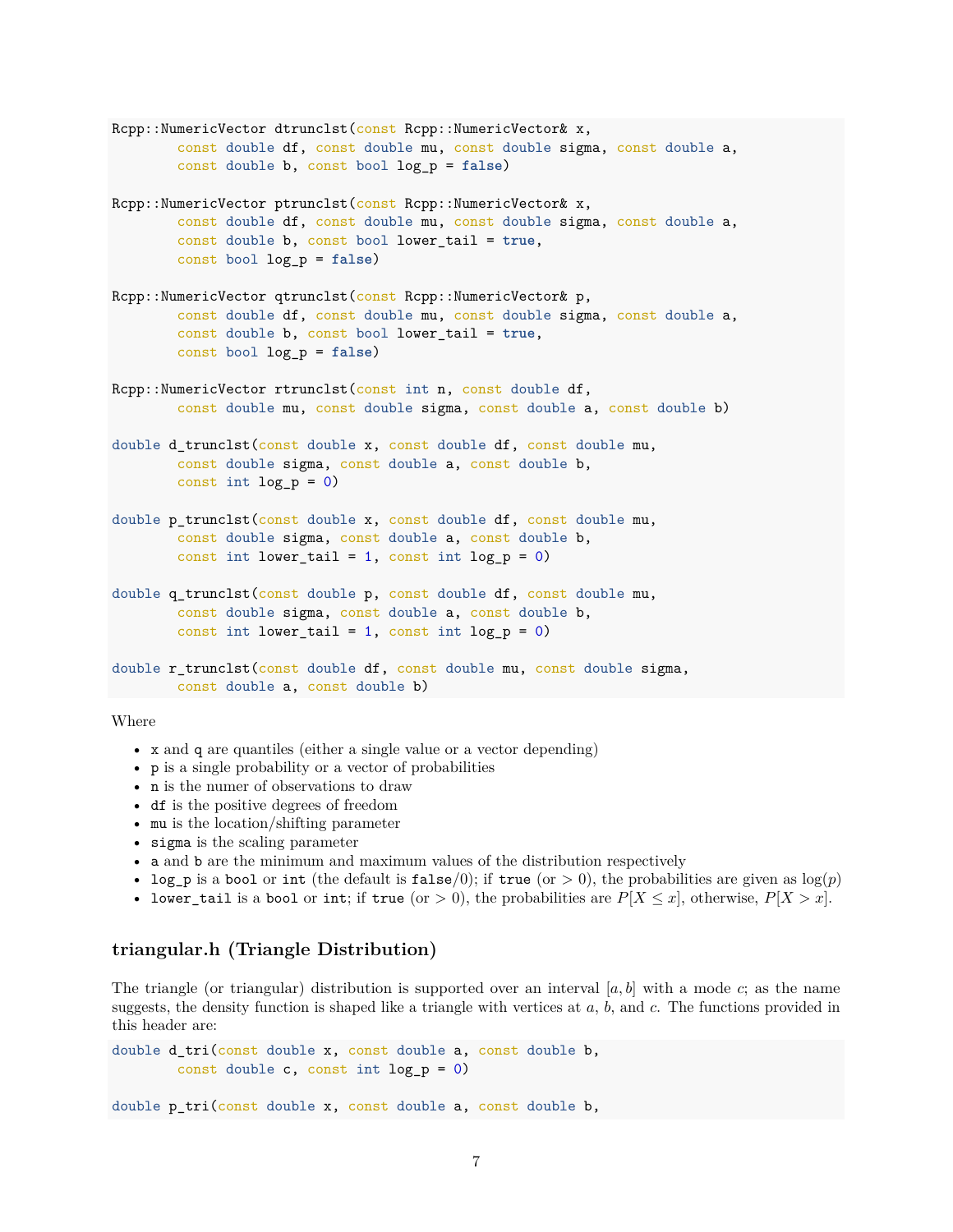```
Rcpp::NumericVector dtrunclst(const Rcpp::NumericVector& x,
        const double df, const double mu, const double sigma, const double a,
        const double b, const bool log_p = false)

Rcpp::NumericVector ptrunclst(const Rcpp::NumericVector& x,
        const double df, const double mu, const double sigma, const double a,
        const double b, const bool lower_tail = true,
        const bool log_p = false)

Rcpp::NumericVector qtrunclst(const Rcpp::NumericVector& p,
        const double df, const double mu, const double sigma, const double a,
        const double b, const bool lower_tail = true,
        const bool log_p = false)

Rcpp::NumericVector rtrunclst(const int n, const double df,
        const double mu, const double sigma, const double a, const double b)

double d_trunclst(const double x, const double df, const double mu,
        const double sigma, const double a, const double b,
        const int log_p = 0)

double p_trunclst(const double x, const double df, const double mu,
        const double sigma, const double a, const double b,
        const int lower_tail = 1, const int log_p = 0)

double q_trunclst(const double p, const double df, const double mu,
        const double sigma, const double a, const double b,
        const int lower_tail = 1, const int log_p = 0)

double r_trunclst(const double df, const double mu, const double sigma,
        const double a, const double b)
```

Where

- `x` and `q` are quantiles (either a single value or a vector depending)
- `p` is a single probability or a vector of probabilities
- `n` is the numer of observations to draw
- `df` is the positive degrees of freedom
- `mu` is the location/shifting parameter
- `sigma` is the scaling parameter
- `a` and `b` are the minimum and maximum values of the distribution respectively
- `log_p` is a `bool` or `int` (the default is `false`/0); if `true` (or $> 0$), the probabilities are given as $\log(p)$
- `lower_tail` is a `bool` or `int`; if `true` (or $> 0$), the probabilities are $P[X \leq x]$, otherwise, $P[X > x]$.

### triangular.h (Triangle Distribution)

The triangle (or triangular) distribution is supported over an interval $[a, b]$ with a mode $c$; as the name suggests, the density function is shaped like a triangle with vertices at $a$, $b$, and $c$. The functions provided in this header are:

```
double d_tri(const double x, const double a, const double b,
        const double c, const int log_p = 0)

double p_tri(const double x, const double a, const double b,
```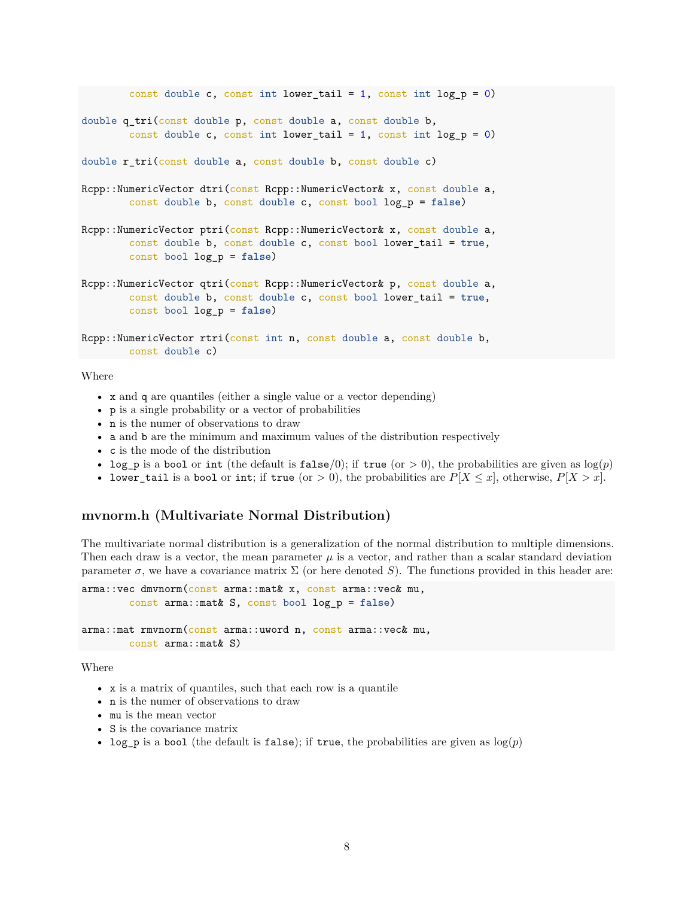```
        const double c, const int lower_tail = 1, const int log_p = 0)

double q_tri(const double p, const double a, const double b,
        const double c, const int lower_tail = 1, const int log_p = 0)

double r_tri(const double a, const double b, const double c)

Rcpp::NumericVector dtri(const Rcpp::NumericVector& x, const double a,
        const double b, const double c, const bool log_p = false)

Rcpp::NumericVector ptri(const Rcpp::NumericVector& x, const double a,
        const double b, const double c, const bool lower_tail = true,
        const bool log_p = false)

Rcpp::NumericVector qtri(const Rcpp::NumericVector& p, const double a,
        const double b, const double c, const bool lower_tail = true,
        const bool log_p = false)

Rcpp::NumericVector rtri(const int n, const double a, const double b,
        const double c)
```

Where

- `x` and `q` are quantiles (either a single value or a vector depending)
- `p` is a single probability or a vector of probabilities
- `n` is the numer of observations to draw
- `a` and `b` are the minimum and maximum values of the distribution respectively
- `c` is the mode of the distribution
- `log_p` is a `bool` or `int` (the default is `false`/0); if `true` (or $> 0$), the probabilities are given as $\log(p)$
- `lower_tail` is a `bool` or `int`; if `true` (or $> 0$), the probabilities are $P[X \leq x]$, otherwise, $P[X > x]$.

### mvnorm.h (Multivariate Normal Distribution)

The multivariate normal distribution is a generalization of the normal distribution to multiple dimensions. Then each draw is a vector, the mean parameter $\mu$ is a vector, and rather than a scalar standard deviation parameter $\sigma$, we have a covariance matrix $\Sigma$ (or here denoted $S$). The functions provided in this header are:

```
arma::vec dmvnorm(const arma::mat& x, const arma::vec& mu,
        const arma::mat& S, const bool log_p = false)

arma::mat rmvnorm(const arma::uword n, const arma::vec& mu,
        const arma::mat& S)
```

Where

- `x` is a matrix of quantiles, such that each row is a quantile
- `n` is the numer of observations to draw
- `mu` is the mean vector
- `S` is the covariance matrix
- `log_p` is a `bool` (the default is `false`); if `true`, the probabilities are given as $\log(p)$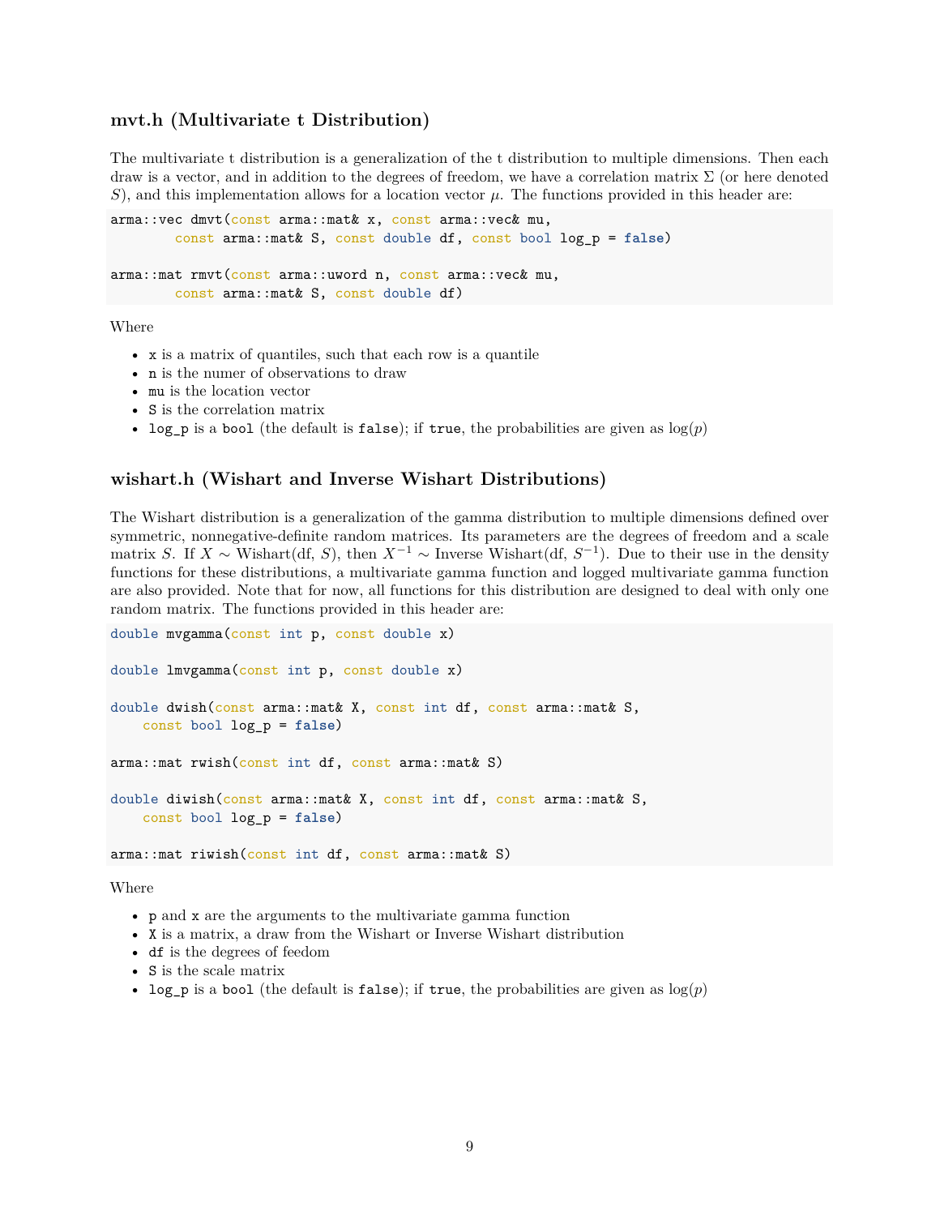### mvt.h (Multivariate t Distribution)

The multivariate t distribution is a generalization of the t distribution to multiple dimensions. Then each draw is a vector, and in addition to the degrees of freedom, we have a correlation matrix $\Sigma$ (or here denoted $S$), and this implementation allows for a location vector $\mu$. The functions provided in this header are:

```
arma::vec dmvt(const arma::mat& x, const arma::vec& mu,
        const arma::mat& S, const double df, const bool log_p = false)

arma::mat rmvt(const arma::uword n, const arma::vec& mu,
        const arma::mat& S, const double df)
```

Where

- `x` is a matrix of quantiles, such that each row is a quantile
- `n` is the numer of observations to draw
- `mu` is the location vector
- `S` is the correlation matrix
- `log_p` is a `bool` (the default is `false`); if `true`, the probabilities are given as $\log(p)$

### wishart.h (Wishart and Inverse Wishart Distributions)

The Wishart distribution is a generalization of the gamma distribution to multiple dimensions defined over symmetric, nonnegative-definite random matrices. Its parameters are the degrees of freedom and a scale matrix $S$. If $X \sim \text{Wishart}(\text{df}, S)$, then $X^{-1} \sim \text{Inverse Wishart}(\text{df}, S^{-1})$. Due to their use in the density functions for these distributions, a multivariate gamma function and logged multivariate gamma function are also provided. Note that for now, all functions for this distribution are designed to deal with only one random matrix. The functions provided in this header are:

```
double mvgamma(const int p, const double x)

double lmvgamma(const int p, const double x)

double dwish(const arma::mat& X, const int df, const arma::mat& S,
    const bool log_p = false)

arma::mat rwish(const int df, const arma::mat& S)

double diwish(const arma::mat& X, const int df, const arma::mat& S,
    const bool log_p = false)

arma::mat riwish(const int df, const arma::mat& S)
```

Where

- `p` and `x` are the arguments to the multivariate gamma function
- `X` is a matrix, a draw from the Wishart or Inverse Wishart distribution
- `df` is the degrees of feedom
- `S` is the scale matrix
- `log_p` is a `bool` (the default is `false`); if `true`, the probabilities are given as $\log(p)$